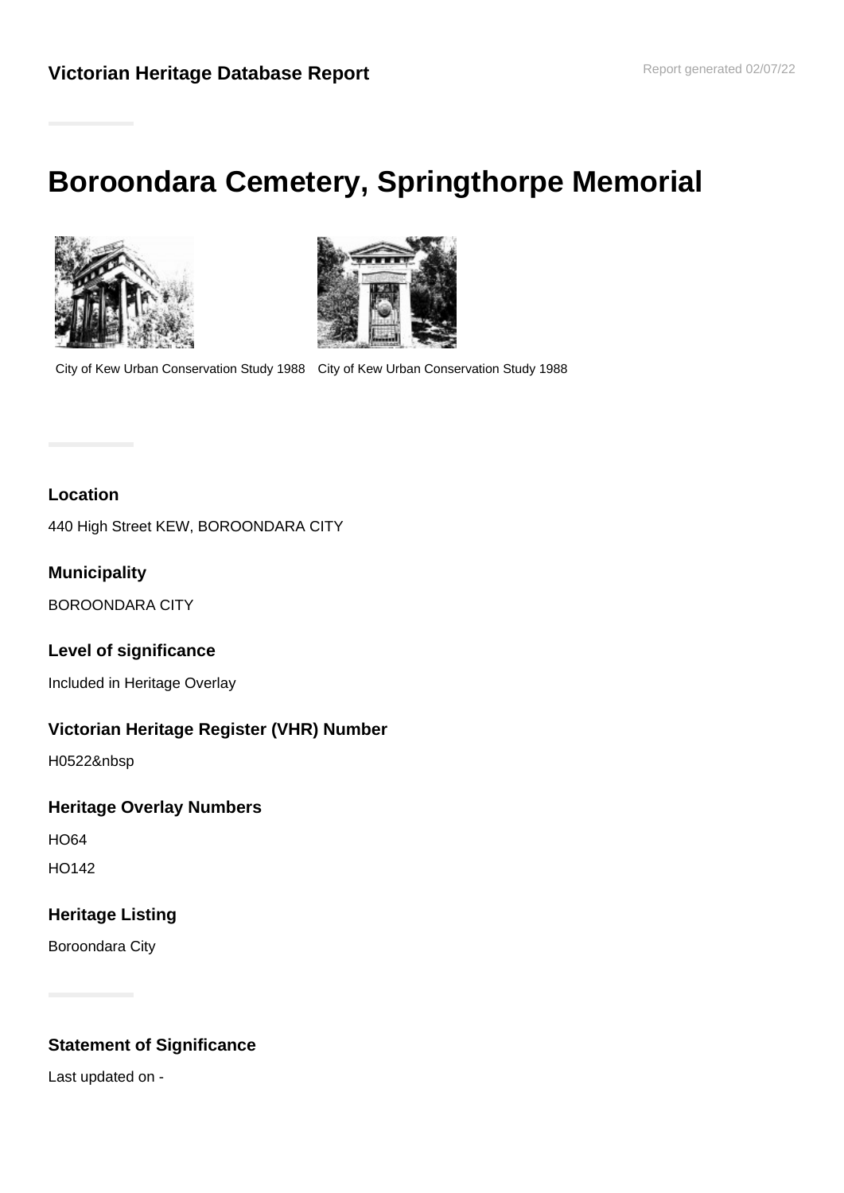**Victorian Heritage Database Report**

Report generated 02/07/22

# Boroondara Cemetery, Springthorpe Memorial

City of Kew Urban Conservation Study 1988

City of Kew Urban Conservation Study 1988

## Location

440 High Street KEW, BOROONDARA CITY

## Municipality

BOROONDARA CITY

## Level of significance

Included in Heritage Overlay

## Victorian Heritage Register (VHR) Number

H0522&nbsp

## Heritage Overlay Numbers

HO64

HO142

## Heritage Listing

Boroondara City

## Statement of Significance

Last updated on -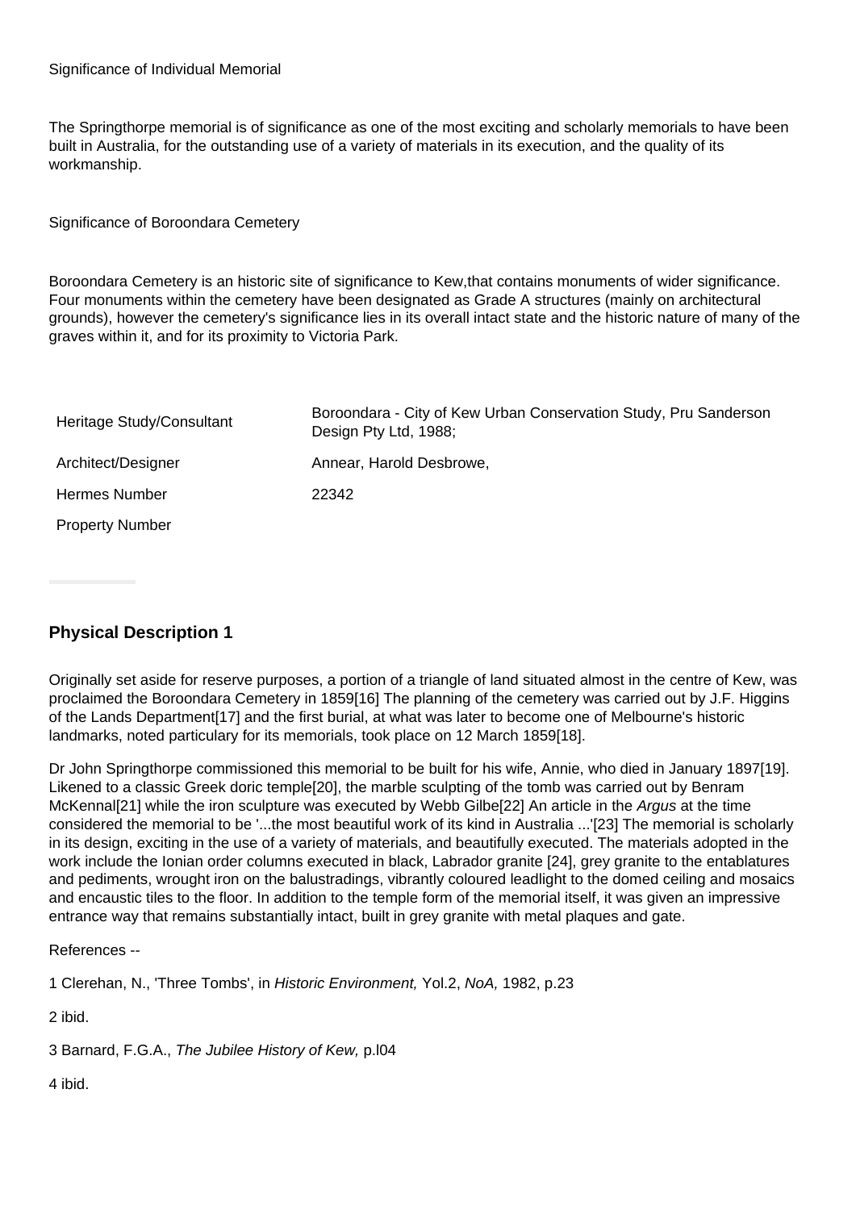Significance of Individual Memorial

The Springthorpe memorial is of significance as one of the most exciting and scholarly memorials to have been built in Australia, for the outstanding use of a variety of materials in its execution, and the quality of its workmanship.

Significance of Boroondara Cemetery

Boroondara Cemetery is an historic site of significance to Kew,that contains monuments of wider significance. Four monuments within the cemetery have been designated as Grade A structures (mainly on architectural grounds), however the cemetery's significance lies in its overall intact state and the historic nature of many of the graves within it, and for its proximity to Victoria Park.

| | |
|---|---|
| Heritage Study/Consultant | Boroondara - City of Kew Urban Conservation Study, Pru Sanderson Design Pty Ltd, 1988; |
| Architect/Designer | Annear, Harold Desbrowe, |
| Hermes Number | 22342 |
| Property Number | |

## Physical Description 1

Originally set aside for reserve purposes, a portion of a triangle of land situated almost in the centre of Kew, was proclaimed the Boroondara Cemetery in 1859[16] The planning of the cemetery was carried out by J.F. Higgins of the Lands Department[17] and the first burial, at what was later to become one of Melbourne's historic landmarks, noted particulary for its memorials, took place on 12 March 1859[18].

Dr John Springthorpe commissioned this memorial to be built for his wife, Annie, who died in January 1897[19]. Likened to a classic Greek doric temple[20], the marble sculpting of the tomb was carried out by Benram McKennal[21] while the iron sculpture was executed by Webb Gilbe[22] An article in the *Argus* at the time considered the memorial to be '...the most beautiful work of its kind in Australia ...'[23] The memorial is scholarly in its design, exciting in the use of a variety of materials, and beautifully executed. The materials adopted in the work include the Ionian order columns executed in black, Labrador granite [24], grey granite to the entablatures and pediments, wrought iron on the balustradings, vibrantly coloured leadlight to the domed ceiling and mosaics and encaustic tiles to the floor. In addition to the temple form of the memorial itself, it was given an impressive entrance way that remains substantially intact, built in grey granite with metal plaques and gate.

References --

1 Clerehan, N., 'Three Tombs', in *Historic Environment,* Yol.2, *NoA,* 1982, p.23

2 ibid.

3 Barnard, F.G.A., *The Jubilee History of Kew,* p.l04

4 ibid.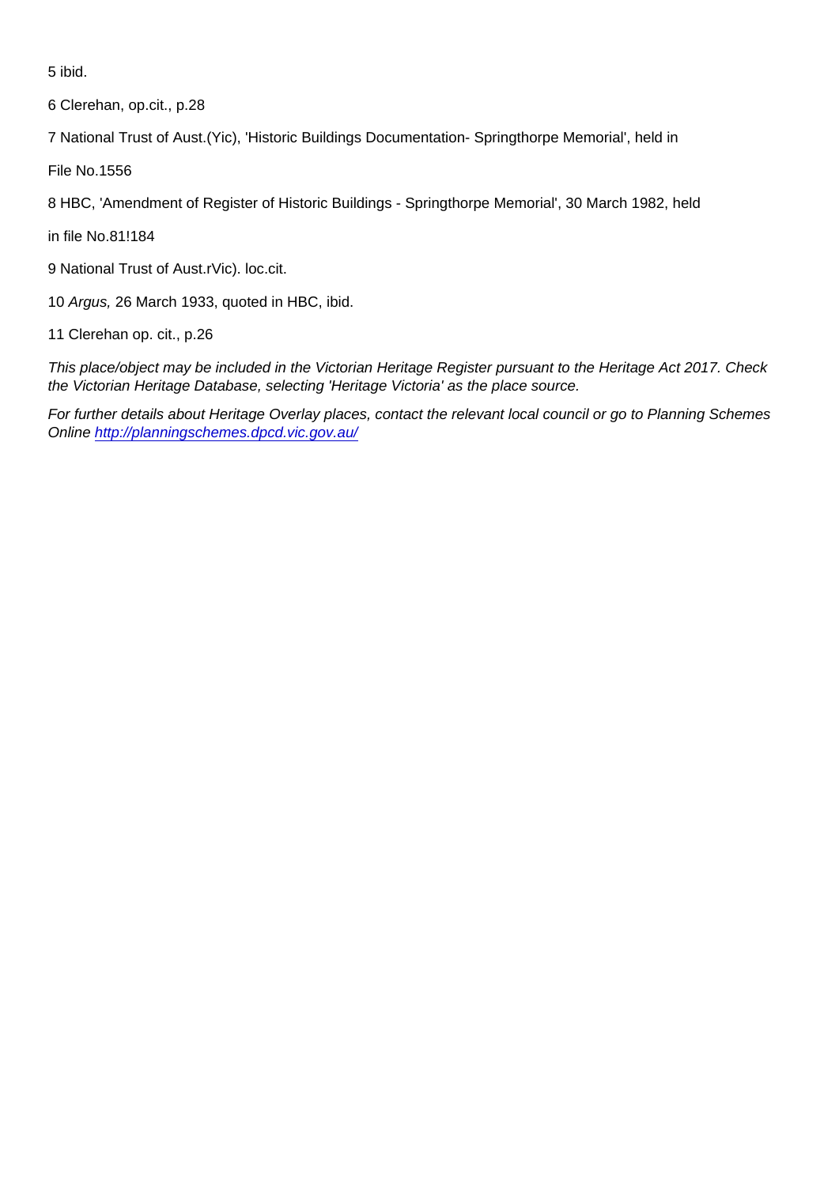5 ibid.

6 Clerehan, op.cit., p.28

7 National Trust of Aust.(Yic), 'Historic Buildings Documentation- Springthorpe Memorial', held in

File No.1556

8 HBC, 'Amendment of Register of Historic Buildings - Springthorpe Memorial', 30 March 1982, held

in file No.81!184

9 National Trust of Aust.rVic). loc.cit.

10 *Argus,* 26 March 1933, quoted in HBC, ibid.

11 Clerehan op. cit., p.26

*This place/object may be included in the Victorian Heritage Register pursuant to the Heritage Act 2017. Check the Victorian Heritage Database, selecting 'Heritage Victoria' as the place source.*

*For further details about Heritage Overlay places, contact the relevant local council or go to Planning Schemes Online [http://planningschemes.dpcd.vic.gov.au/](http://planningschemes.dpcd.vic.gov.au/)*